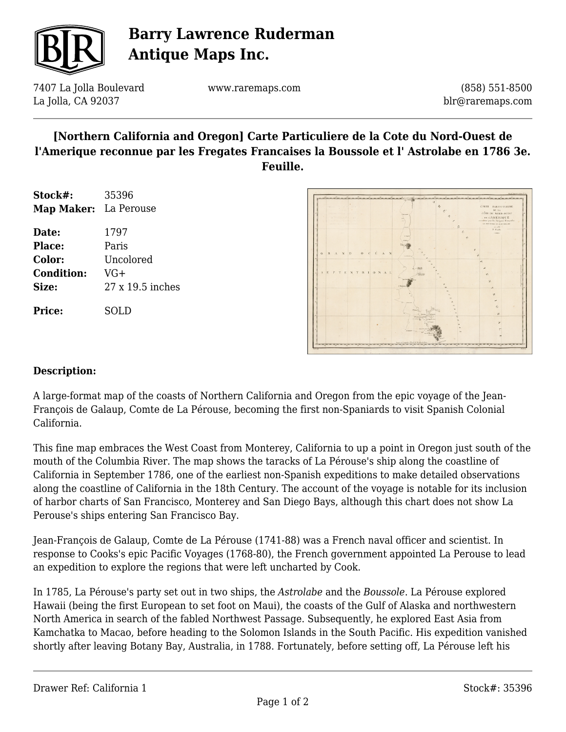# Barry Lawrence Ruderman Antique Maps Inc.

7407 La Jolla Boulevard
La Jolla, CA 92037

www.raremaps.com

(858) 551-8500
blr@raremaps.com

## [Northern California and Oregon] Carte Particuliere de la Cote du Nord-Ouest de l'Amerique reconnue par les Fregates Francaises la Boussole et l' Astrolabe en 1786 3e. Feuille.

**Stock#:** 35396
**Map Maker:** La Perouse

**Date:** 1797
**Place:** Paris
**Color:** Uncolored
**Condition:** VG+
**Size:** 27 x 19.5 inches

**Price:** SOLD

### Description:

A large-format map of the coasts of Northern California and Oregon from the epic voyage of the Jean-François de Galaup, Comte de La Pérouse, becoming the first non-Spaniards to visit Spanish Colonial California.

This fine map embraces the West Coast from Monterey, California to up a point in Oregon just south of the mouth of the Columbia River. The map shows the taracks of La Pérouse's ship along the coastline of California in September 1786, one of the earliest non-Spanish expeditions to make detailed observations along the coastline of California in the 18th Century. The account of the voyage is notable for its inclusion of harbor charts of San Francisco, Monterey and San Diego Bays, although this chart does not show La Perouse's ships entering San Francisco Bay.

Jean-François de Galaup, Comte de La Pérouse (1741-88) was a French naval officer and scientist. In response to Cooks's epic Pacific Voyages (1768-80), the French government appointed La Perouse to lead an expedition to explore the regions that were left uncharted by Cook.

In 1785, La Pérouse's party set out in two ships, the *Astrolabe* and the *Boussole*. La Pérouse explored Hawaii (being the first European to set foot on Maui), the coasts of the Gulf of Alaska and northwestern North America in search of the fabled Northwest Passage. Subsequently, he explored East Asia from Kamchatka to Macao, before heading to the Solomon Islands in the South Pacific. His expedition vanished shortly after leaving Botany Bay, Australia, in 1788. Fortunately, before setting off, La Pérouse left his

Drawer Ref: California 1

Stock#: 35396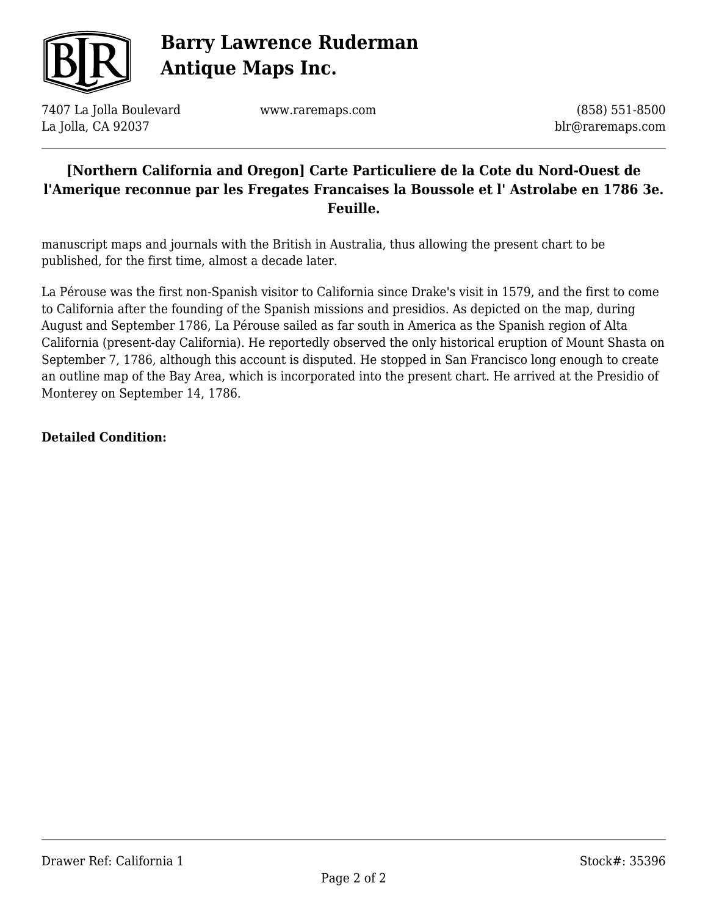manuscript maps and journals with the British in Australia, thus allowing the present chart to be published, for the first time, almost a decade later.

La Pérouse was the first non-Spanish visitor to California since Drake's visit in 1579, and the first to come to California after the founding of the Spanish missions and presidios. As depicted on the map, during August and September 1786, La Pérouse sailed as far south in America as the Spanish region of Alta California (present-day California). He reportedly observed the only historical eruption of Mount Shasta on September 7, 1786, although this account is disputed. He stopped in San Francisco long enough to create an outline map of the Bay Area, which is incorporated into the present chart. He arrived at the Presidio of Monterey on September 14, 1786.

**Detailed Condition:**